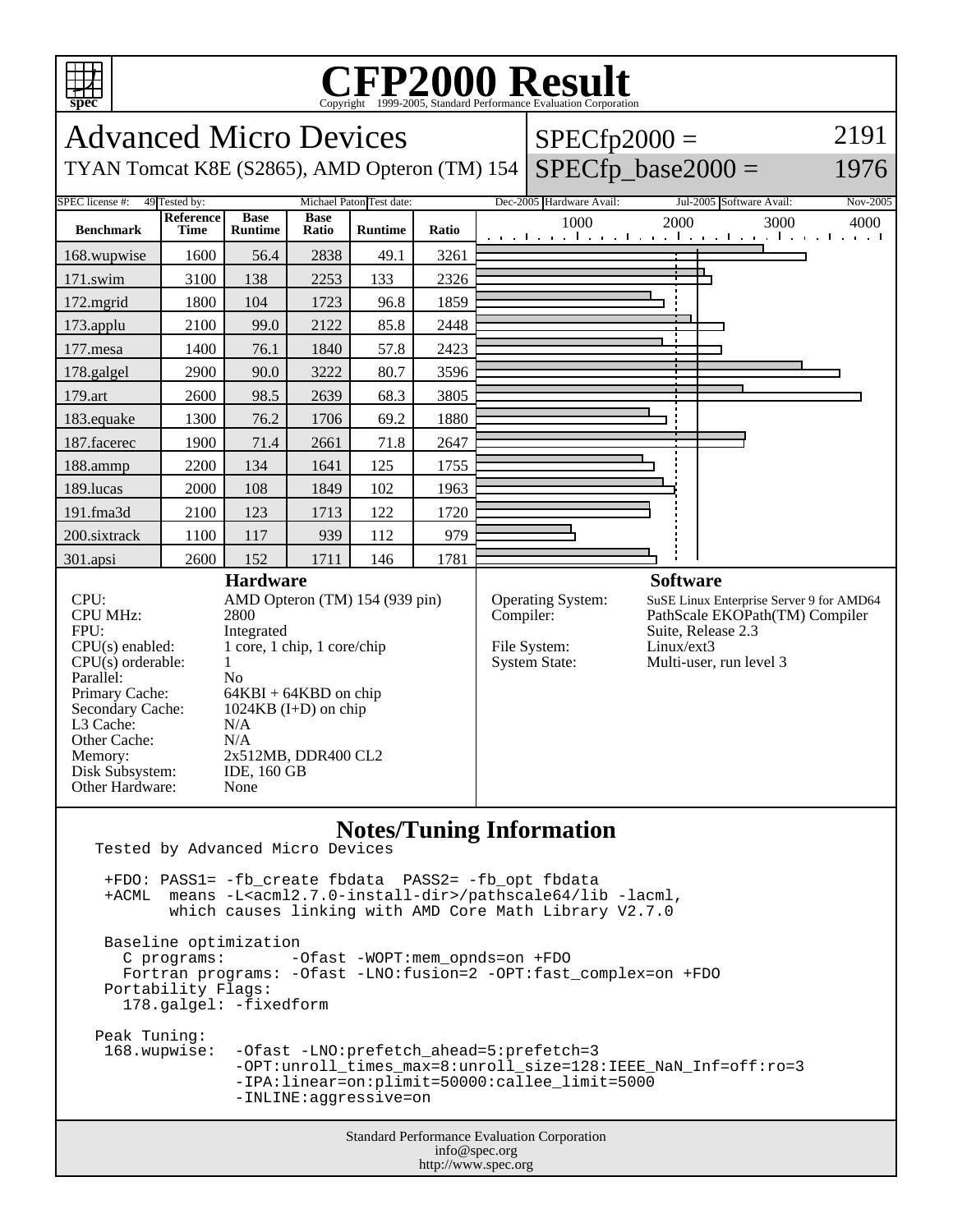# CFP2000 Result

Copyright 1999-2005, Standard Performance Evaluation Corporation

## Advanced Micro Devices

TYAN Tomcat K8E (S2865), AMD Opteron (TM) 154

SPECfp2000 = 2191

SPECfp_base2000 = 1976

| SPEC license #: | Tested by: | Test date: | Hardware Avail: | Software Avail: |
|---|---|---|---|---|
| 49 | Michael Paton | Dec-2005 | Jul-2005 | Nov-2005 |

| Benchmark | Reference Time | Base Runtime | Base Ratio | Runtime | Ratio |
|---|---|---|---|---|---|
| 168.wupwise | 1600 | 56.4 | 2838 | 49.1 | 3261 |
| 171.swim | 3100 | 138 | 2253 | 133 | 2326 |
| 172.mgrid | 1800 | 104 | 1723 | 96.8 | 1859 |
| 173.applu | 2100 | 99.0 | 2122 | 85.8 | 2448 |
| 177.mesa | 1400 | 76.1 | 1840 | 57.8 | 2423 |
| 178.galgel | 2900 | 90.0 | 3222 | 80.7 | 3596 |
| 179.art | 2600 | 98.5 | 2639 | 68.3 | 3805 |
| 183.equake | 1300 | 76.2 | 1706 | 69.2 | 1880 |
| 187.facerec | 1900 | 71.4 | 2661 | 71.8 | 2647 |
| 188.ammp | 2200 | 134 | 1641 | 125 | 1755 |
| 189.lucas | 2000 | 108 | 1849 | 102 | 1963 |
| 191.fma3d | 2100 | 123 | 1713 | 122 | 1720 |
| 200.sixtrack | 1100 | 117 | 939 | 112 | 979 |
| 301.apsi | 2600 | 152 | 1711 | 146 | 1781 |

### Hardware

| | |
|---|---|
| CPU: | AMD Opteron (TM) 154 (939 pin) |
| CPU MHz: | 2800 |
| FPU: | Integrated |
| CPU(s) enabled: | 1 core, 1 chip, 1 core/chip |
| CPU(s) orderable: | 1 |
| Parallel: | No |
| Primary Cache: | 64KBI + 64KBD on chip |
| Secondary Cache: | 1024KB (I+D) on chip |
| L3 Cache: | N/A |
| Other Cache: | N/A |
| Memory: | 2x512MB, DDR400 CL2 |
| Disk Subsystem: | IDE, 160 GB |
| Other Hardware: | None |

### Software

| | |
|---|---|
| Operating System: | SuSE Linux Enterprise Server 9 for AMD64 |
| Compiler: | PathScale EKOPath(TM) Compiler Suite, Release 2.3 |
| File System: | Linux/ext3 |
| System State: | Multi-user, run level 3 |

### Notes/Tuning Information

```
Tested by Advanced Micro Devices

 +FDO: PASS1= -fb_create fbdata  PASS2= -fb_opt fbdata
 +ACML  means -L<acml2.7.0-install-dir>/pathscale64/lib -lacml,
        which causes linking with AMD Core Math Library V2.7.0

 Baseline optimization
   C programs:       -Ofast -WOPT:mem_opnds=on +FDO
   Fortran programs: -Ofast -LNO:fusion=2 -OPT:fast_complex=on +FDO
 Portability Flags:
   178.galgel: -fixedform

Peak Tuning:
 168.wupwise:  -Ofast -LNO:prefetch_ahead=5:prefetch=3
               -OPT:unroll_times_max=8:unroll_size=128:IEEE_NaN_Inf=off:ro=3
               -IPA:linear=on:plimit=50000:callee_limit=5000
               -INLINE:aggressive=on
```

Standard Performance Evaluation Corporation
info@spec.org
http://www.spec.org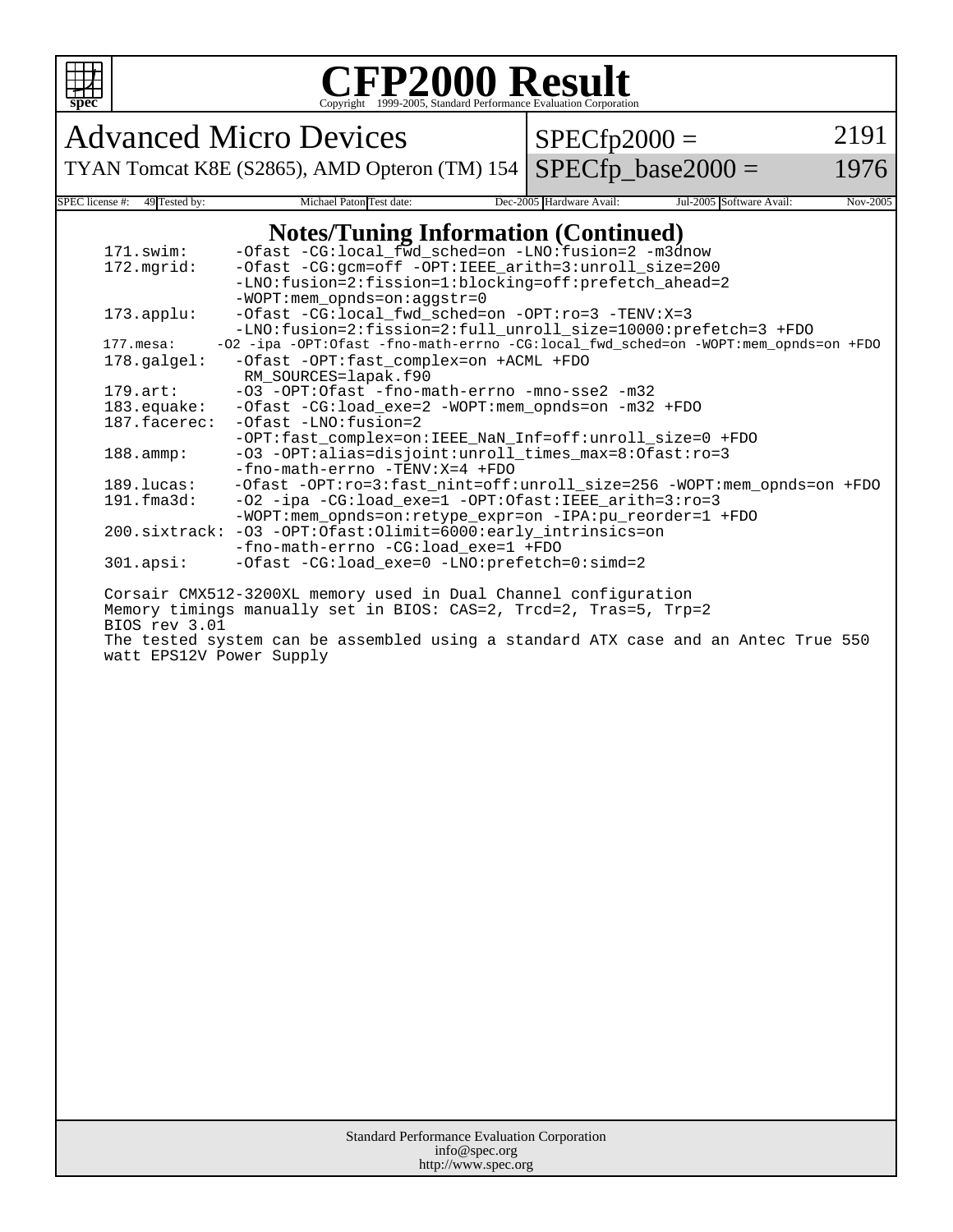# CFP2000 Result

Copyright 1999-2005, Standard Performance Evaluation Corporation

## Advanced Micro Devices

TYAN Tomcat K8E (S2865), AMD Opteron (TM) 154

SPECfp2000 = 2191

SPECfp_base2000 = 1976

| SPEC license #: | 49 | Tested by: | Michael Paton | Test date: | Dec-2005 | Hardware Avail: | Jul-2005 | Software Avail: | Nov-2005 |
|---|---|---|---|---|---|---|---|---|---|

### Notes/Tuning Information (Continued)

```
171.swim:     -Ofast -CG:local_fwd_sched=on -LNO:fusion=2 -m3dnow
172.mgrid:    -Ofast -CG:gcm=off -OPT:IEEE_arith=3:unroll_size=200
              -LNO:fusion=2:fission=1:blocking=off:prefetch_ahead=2
              -WOPT:mem_opnds=on:aggstr=0
173.applu:    -Ofast -CG:local_fwd_sched=on -OPT:ro=3 -TENV:X=3
              -LNO:fusion=2:fission=2:full_unroll_size=10000:prefetch=3 +FDO
177.mesa:     -O2 -ipa -OPT:Ofast -fno-math-errno -CG:local_fwd_sched=on -WOPT:mem_opnds=on +FDO
178.galgel:   -Ofast -OPT:fast_complex=on +ACML +FDO
               RM_SOURCES=lapak.f90
179.art:      -O3 -OPT:Ofast -fno-math-errno -mno-sse2 -m32
183.equake:   -Ofast -CG:load_exe=2 -WOPT:mem_opnds=on -m32 +FDO
187.facerec:  -Ofast -LNO:fusion=2
              -OPT:fast_complex=on:IEEE_NaN_Inf=off:unroll_size=0 +FDO
188.ammp:     -O3 -OPT:alias=disjoint:unroll_times_max=8:Ofast:ro=3
              -fno-math-errno -TENV:X=4 +FDO
189.lucas:    -Ofast -OPT:ro=3:fast_nint=off:unroll_size=256 -WOPT:mem_opnds=on +FDO
191.fma3d:    -O2 -ipa -CG:load_exe=1 -OPT:Ofast:IEEE_arith=3:ro=3
              -WOPT:mem_opnds=on:retype_expr=on -IPA:pu_reorder=1 +FDO
200.sixtrack: -O3 -OPT:Ofast:Olimit=6000:early_intrinsics=on
              -fno-math-errno -CG:load_exe=1 +FDO
301.apsi:     -Ofast -CG:load_exe=0 -LNO:prefetch=0:simd=2
```

Corsair CMX512-3200XL memory used in Dual Channel configuration
Memory timings manually set in BIOS: CAS=2, Trcd=2, Tras=5, Trp=2
BIOS rev 3.01
The tested system can be assembled using a standard ATX case and an Antec True 550 watt EPS12V Power Supply

Standard Performance Evaluation Corporation
info@spec.org
http://www.spec.org